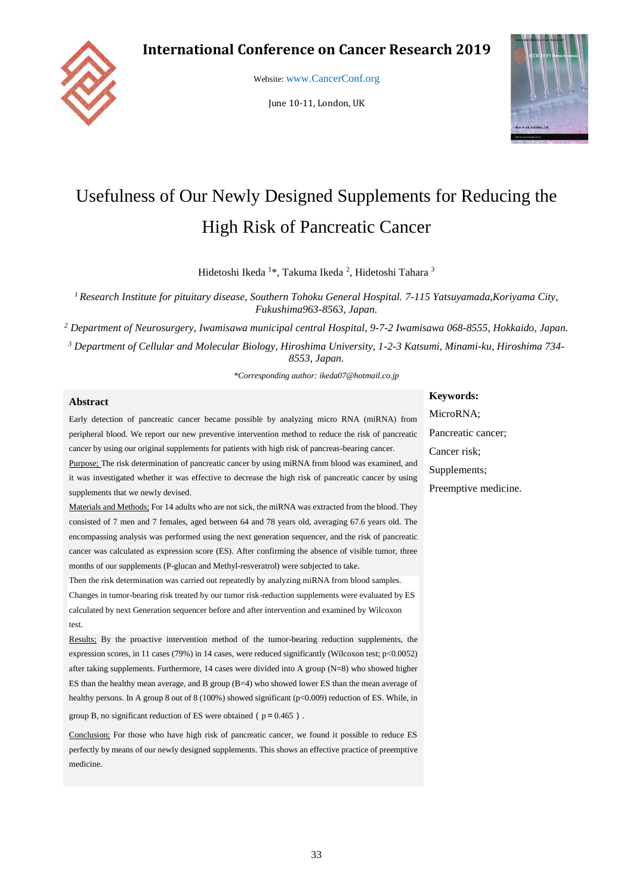# Usefulness of Our Newly Designed Supplements for Reducing the High Risk of Pancreatic Cancer

Hidetoshi Ikeda [1]*, Takuma Ikeda [2], Hidetoshi Tahara [3]

*[1] Research Institute for pituitary disease, Southern Tohoku General Hospital. 7-115 Yatsuyamada,Koriyama City, Fukushima963-8563, Japan.*

*[2] Department of Neurosurgery, Iwamisawa municipal central Hospital, 9-7-2 Iwamisawa 068-8555, Hokkaido, Japan.*

*[3] Department of Cellular and Molecular Biology, Hiroshima University, 1-2-3 Katsumi, Minami-ku, Hiroshima 734-8553, Japan.*

*\*Corresponding author: ikeda07@hotmail.co.jp*

## Abstract

Early detection of pancreatic cancer became possible by analyzing micro RNA (miRNA) from peripheral blood. We report our new preventive intervention method to reduce the risk of pancreatic cancer by using our original supplements for patients with high risk of pancreas-bearing cancer.

Purpose; The risk determination of pancreatic cancer by using miRNA from blood was examined, and it was investigated whether it was effective to decrease the high risk of pancreatic cancer by using supplements that we newly devised.

Materials and Methods; For 14 adults who are not sick, the miRNA was extracted from the blood. They consisted of 7 men and 7 females, aged between 64 and 78 years old, averaging 67.6 years old. The encompassing analysis was performed using the next generation sequencer, and the risk of pancreatic cancer was calculated as expression score (ES). After confirming the absence of visible tumor, three months of our supplements (P-glucan and Methyl-resveratrol) were subjected to take.

Then the risk determination was carried out repeatedly by analyzing miRNA from blood samples. Changes in tumor-bearing risk treated by our tumor risk-reduction supplements were evaluated by ES calculated by next Generation sequencer before and after intervention and examined by Wilcoxon test.

Results; By the proactive intervention method of the tumor-bearing reduction supplements, the expression scores, in 11 cases (79%) in 14 cases, were reduced significantly (Wilcoxon test; $p<0.0052$) after taking supplements. Furthermore, 14 cases were divided into A group (N=8) who showed higher ES than the healthy mean average, and B group (B=4) who showed lower ES than the mean average of healthy persons. In A group 8 out of 8 (100%) showed significant ($p<0.009$) reduction of ES. While, in group B, no significant reduction of ES were obtained（$p = 0.465$）.

Conclusion; For those who have high risk of pancreatic cancer, we found it possible to reduce ES perfectly by means of our newly designed supplements. This shows an effective practice of preemptive medicine.

**Keywords:**

MicroRNA;

Pancreatic cancer;

Cancer risk;

Supplements;

Preemptive medicine.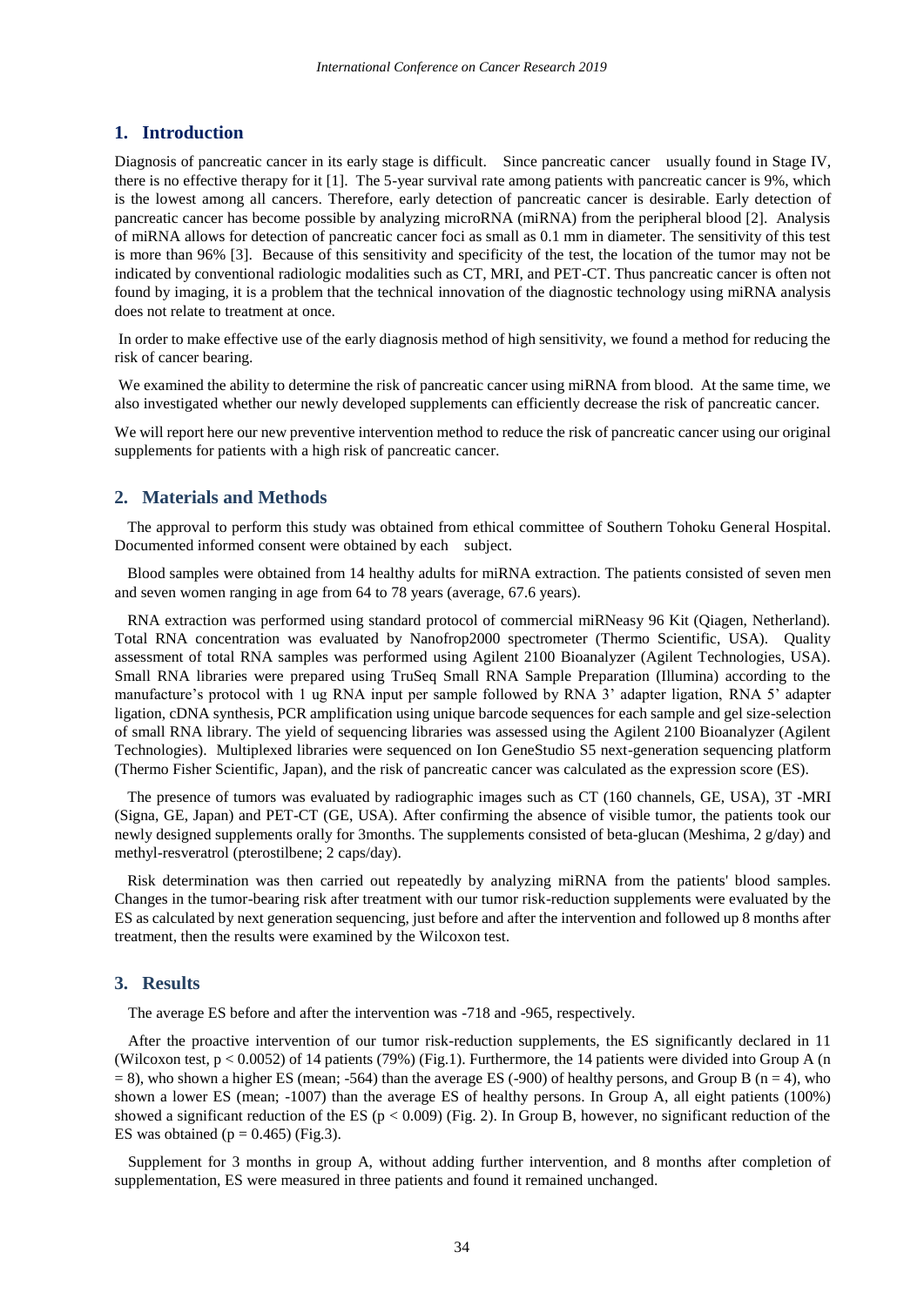## 1. Introduction

Diagnosis of pancreatic cancer in its early stage is difficult. Since pancreatic cancer usually found in Stage IV, there is no effective therapy for it [1]. The 5-year survival rate among patients with pancreatic cancer is 9%, which is the lowest among all cancers. Therefore, early detection of pancreatic cancer is desirable. Early detection of pancreatic cancer has become possible by analyzing microRNA (miRNA) from the peripheral blood [2]. Analysis of miRNA allows for detection of pancreatic cancer foci as small as 0.1 mm in diameter. The sensitivity of this test is more than 96% [3]. Because of this sensitivity and specificity of the test, the location of the tumor may not be indicated by conventional radiologic modalities such as CT, MRI, and PET-CT. Thus pancreatic cancer is often not found by imaging, it is a problem that the technical innovation of the diagnostic technology using miRNA analysis does not relate to treatment at once.

In order to make effective use of the early diagnosis method of high sensitivity, we found a method for reducing the risk of cancer bearing.

We examined the ability to determine the risk of pancreatic cancer using miRNA from blood. At the same time, we also investigated whether our newly developed supplements can efficiently decrease the risk of pancreatic cancer.

We will report here our new preventive intervention method to reduce the risk of pancreatic cancer using our original supplements for patients with a high risk of pancreatic cancer.

## 2. Materials and Methods

The approval to perform this study was obtained from ethical committee of Southern Tohoku General Hospital. Documented informed consent were obtained by each subject.

Blood samples were obtained from 14 healthy adults for miRNA extraction. The patients consisted of seven men and seven women ranging in age from 64 to 78 years (average, 67.6 years).

RNA extraction was performed using standard protocol of commercial miRNeasy 96 Kit (Qiagen, Netherland). Total RNA concentration was evaluated by Nanofrop2000 spectrometer (Thermo Scientific, USA). Quality assessment of total RNA samples was performed using Agilent 2100 Bioanalyzer (Agilent Technologies, USA). Small RNA libraries were prepared using TruSeq Small RNA Sample Preparation (Illumina) according to the manufacture's protocol with 1 ug RNA input per sample followed by RNA 3' adapter ligation, RNA 5' adapter ligation, cDNA synthesis, PCR amplification using unique barcode sequences for each sample and gel size-selection of small RNA library. The yield of sequencing libraries was assessed using the Agilent 2100 Bioanalyzer (Agilent Technologies). Multiplexed libraries were sequenced on Ion GeneStudio S5 next-generation sequencing platform (Thermo Fisher Scientific, Japan), and the risk of pancreatic cancer was calculated as the expression score (ES).

The presence of tumors was evaluated by radiographic images such as CT (160 channels, GE, USA), 3T -MRI (Signa, GE, Japan) and PET-CT (GE, USA). After confirming the absence of visible tumor, the patients took our newly designed supplements orally for 3months. The supplements consisted of beta-glucan (Meshima, 2 g/day) and methyl-resveratrol (pterostilbene; 2 caps/day).

Risk determination was then carried out repeatedly by analyzing miRNA from the patients' blood samples. Changes in the tumor-bearing risk after treatment with our tumor risk-reduction supplements were evaluated by the ES as calculated by next generation sequencing, just before and after the intervention and followed up 8 months after treatment, then the results were examined by the Wilcoxon test.

## 3. Results

The average ES before and after the intervention was -718 and -965, respectively.

After the proactive intervention of our tumor risk-reduction supplements, the ES significantly declared in 11 (Wilcoxon test, $p < 0.0052$) of 14 patients (79%) (Fig.1). Furthermore, the 14 patients were divided into Group A ($n = 8$), who shown a higher ES (mean; -564) than the average ES (-900) of healthy persons, and Group B ($n = 4$), who shown a lower ES (mean; -1007) than the average ES of healthy persons. In Group A, all eight patients (100%) showed a significant reduction of the ES ($p < 0.009$) (Fig. 2). In Group B, however, no significant reduction of the ES was obtained ($p = 0.465$) (Fig.3).

Supplement for 3 months in group A, without adding further intervention, and 8 months after completion of supplementation, ES were measured in three patients and found it remained unchanged.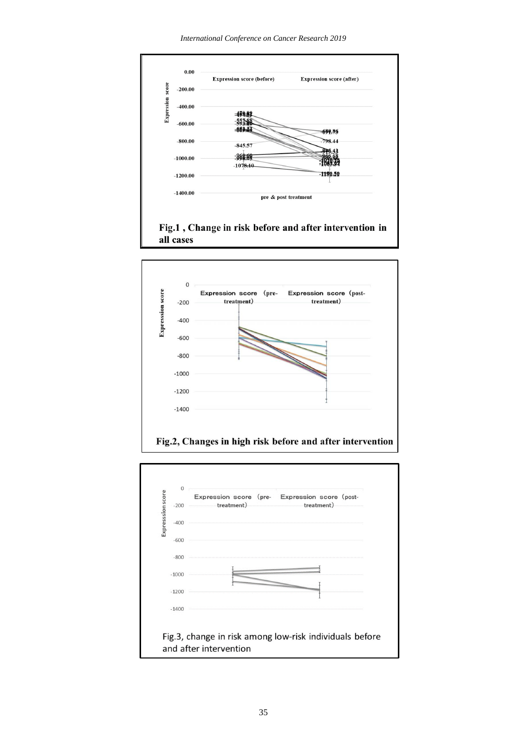Fig.1 , Change in risk before and after intervention in all cases

Fig.2, Changes in high risk before and after intervention

Fig.3, change in risk among low-risk individuals before and after intervention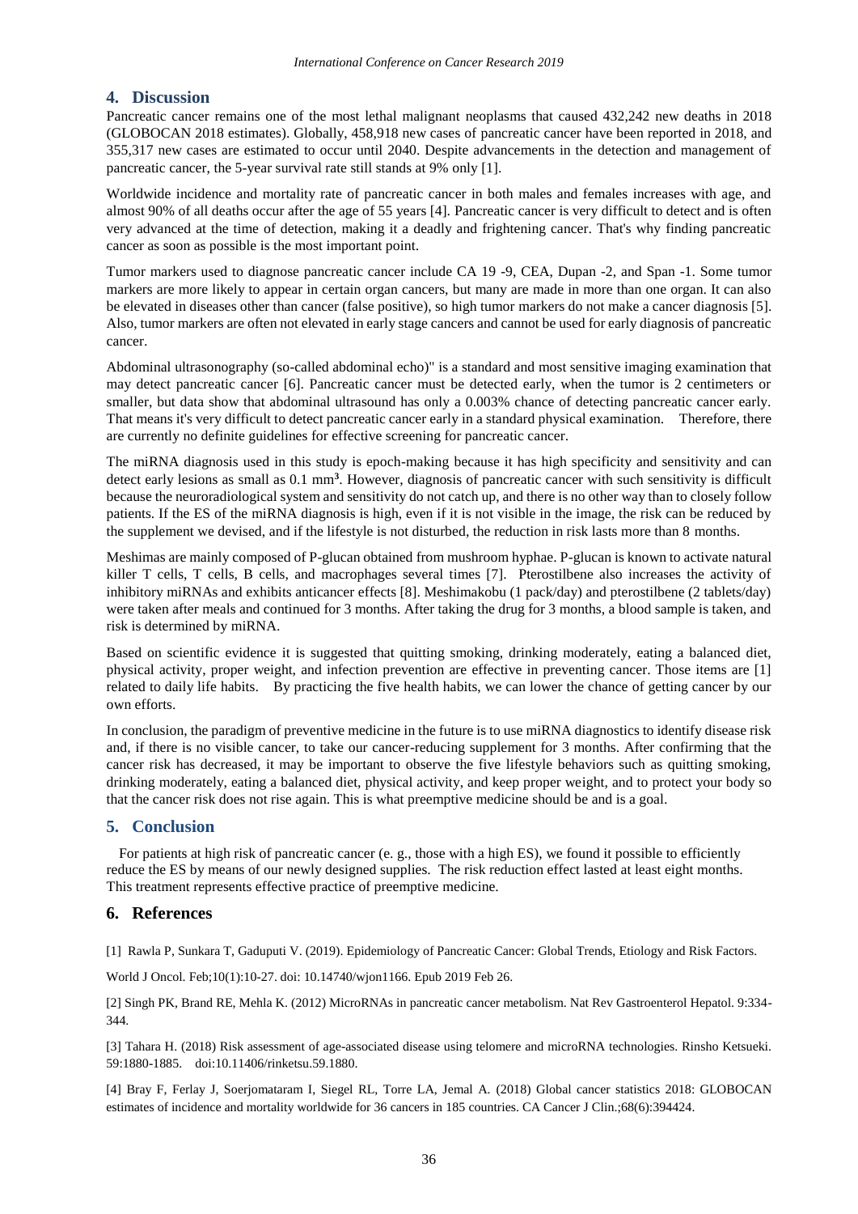## 4. Discussion

Pancreatic cancer remains one of the most lethal malignant neoplasms that caused 432,242 new deaths in 2018 (GLOBOCAN 2018 estimates). Globally, 458,918 new cases of pancreatic cancer have been reported in 2018, and 355,317 new cases are estimated to occur until 2040. Despite advancements in the detection and management of pancreatic cancer, the 5-year survival rate still stands at 9% only [1].

Worldwide incidence and mortality rate of pancreatic cancer in both males and females increases with age, and almost 90% of all deaths occur after the age of 55 years [4]. Pancreatic cancer is very difficult to detect and is often very advanced at the time of detection, making it a deadly and frightening cancer. That's why finding pancreatic cancer as soon as possible is the most important point.

Tumor markers used to diagnose pancreatic cancer include CA 19 -9, CEA, Dupan -2, and Span -1. Some tumor markers are more likely to appear in certain organ cancers, but many are made in more than one organ. It can also be elevated in diseases other than cancer (false positive), so high tumor markers do not make a cancer diagnosis [5]. Also, tumor markers are often not elevated in early stage cancers and cannot be used for early diagnosis of pancreatic cancer.

Abdominal ultrasonography (so-called abdominal echo)" is a standard and most sensitive imaging examination that may detect pancreatic cancer [6]. Pancreatic cancer must be detected early, when the tumor is 2 centimeters or smaller, but data show that abdominal ultrasound has only a 0.003% chance of detecting pancreatic cancer early. That means it's very difficult to detect pancreatic cancer early in a standard physical examination. Therefore, there are currently no definite guidelines for effective screening for pancreatic cancer.

The miRNA diagnosis used in this study is epoch-making because it has high specificity and sensitivity and can detect early lesions as small as 0.1 $mm^3$. However, diagnosis of pancreatic cancer with such sensitivity is difficult because the neuroradiological system and sensitivity do not catch up, and there is no other way than to closely follow patients. If the ES of the miRNA diagnosis is high, even if it is not visible in the image, the risk can be reduced by the supplement we devised, and if the lifestyle is not disturbed, the reduction in risk lasts more than 8 months.

Meshimas are mainly composed of P-glucan obtained from mushroom hyphae. P-glucan is known to activate natural killer T cells, T cells, B cells, and macrophages several times [7]. Pterostilbene also increases the activity of inhibitory miRNAs and exhibits anticancer effects [8]. Meshimakobu (1 pack/day) and pterostilbene (2 tablets/day) were taken after meals and continued for 3 months. After taking the drug for 3 months, a blood sample is taken, and risk is determined by miRNA.

Based on scientific evidence it is suggested that quitting smoking, drinking moderately, eating a balanced diet, physical activity, proper weight, and infection prevention are effective in preventing cancer. Those items are [1] related to daily life habits. By practicing the five health habits, we can lower the chance of getting cancer by our own efforts.

In conclusion, the paradigm of preventive medicine in the future is to use miRNA diagnostics to identify disease risk and, if there is no visible cancer, to take our cancer-reducing supplement for 3 months. After confirming that the cancer risk has decreased, it may be important to observe the five lifestyle behaviors such as quitting smoking, drinking moderately, eating a balanced diet, physical activity, and keep proper weight, and to protect your body so that the cancer risk does not rise again. This is what preemptive medicine should be and is a goal.

## 5. Conclusion

For patients at high risk of pancreatic cancer (e. g., those with a high ES), we found it possible to efficiently reduce the ES by means of our newly designed supplies. The risk reduction effect lasted at least eight months. This treatment represents effective practice of preemptive medicine.

## 6. References

[1] Rawla P, Sunkara T, Gaduputi V. (2019). Epidemiology of Pancreatic Cancer: Global Trends, Etiology and Risk Factors. World J Oncol. Feb;10(1):10-27. doi: 10.14740/wjon1166. Epub 2019 Feb 26.

[2] Singh PK, Brand RE, Mehla K. (2012) MicroRNAs in pancreatic cancer metabolism. Nat Rev Gastroenterol Hepatol. 9:334-344.

[3] Tahara H. (2018) Risk assessment of age-associated disease using telomere and microRNA technologies. Rinsho Ketsueki. 59:1880-1885. doi:10.11406/rinketsu.59.1880.

[4] Bray F, Ferlay J, Soerjomataram I, Siegel RL, Torre LA, Jemal A. (2018) Global cancer statistics 2018: GLOBOCAN estimates of incidence and mortality worldwide for 36 cancers in 185 countries. CA Cancer J Clin.;68(6):394424.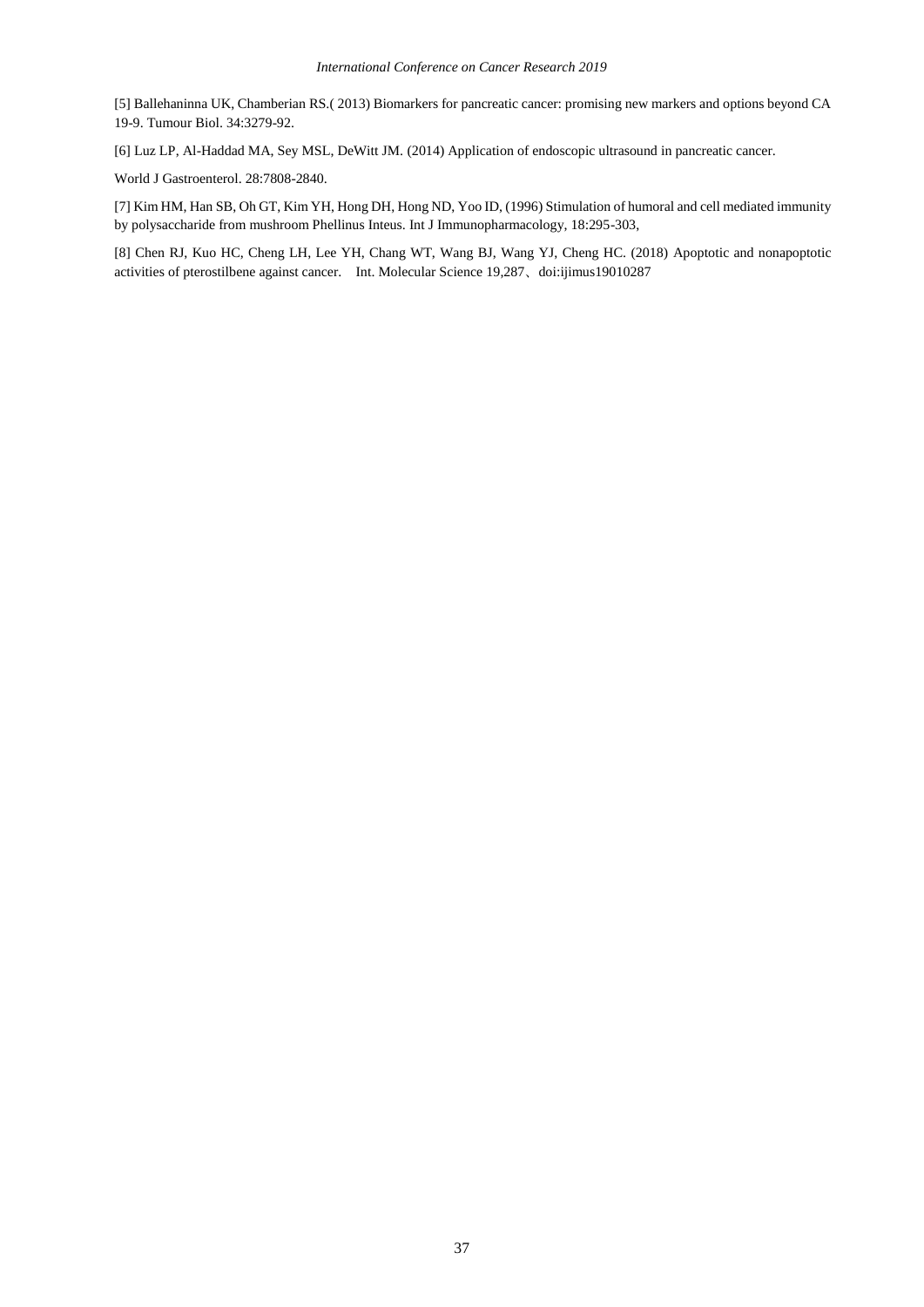[5] Ballehaninna UK, Chamberian RS.( 2013) Biomarkers for pancreatic cancer: promising new markers and options beyond CA 19-9. Tumour Biol. 34:3279-92.

[6] Luz LP, Al-Haddad MA, Sey MSL, DeWitt JM. (2014) Application of endoscopic ultrasound in pancreatic cancer.

World J Gastroenterol. 28:7808-2840.

[7] Kim HM, Han SB, Oh GT, Kim YH, Hong DH, Hong ND, Yoo ID, (1996) Stimulation of humoral and cell mediated immunity by polysaccharide from mushroom Phellinus Inteus. Int J Immunopharmacology, 18:295-303,

[8] Chen RJ, Kuo HC, Cheng LH, Lee YH, Chang WT, Wang BJ, Wang YJ, Cheng HC. (2018) Apoptotic and nonapoptotic activities of pterostilbene against cancer.　Int. Molecular Science 19,287、doi:ijimus19010287